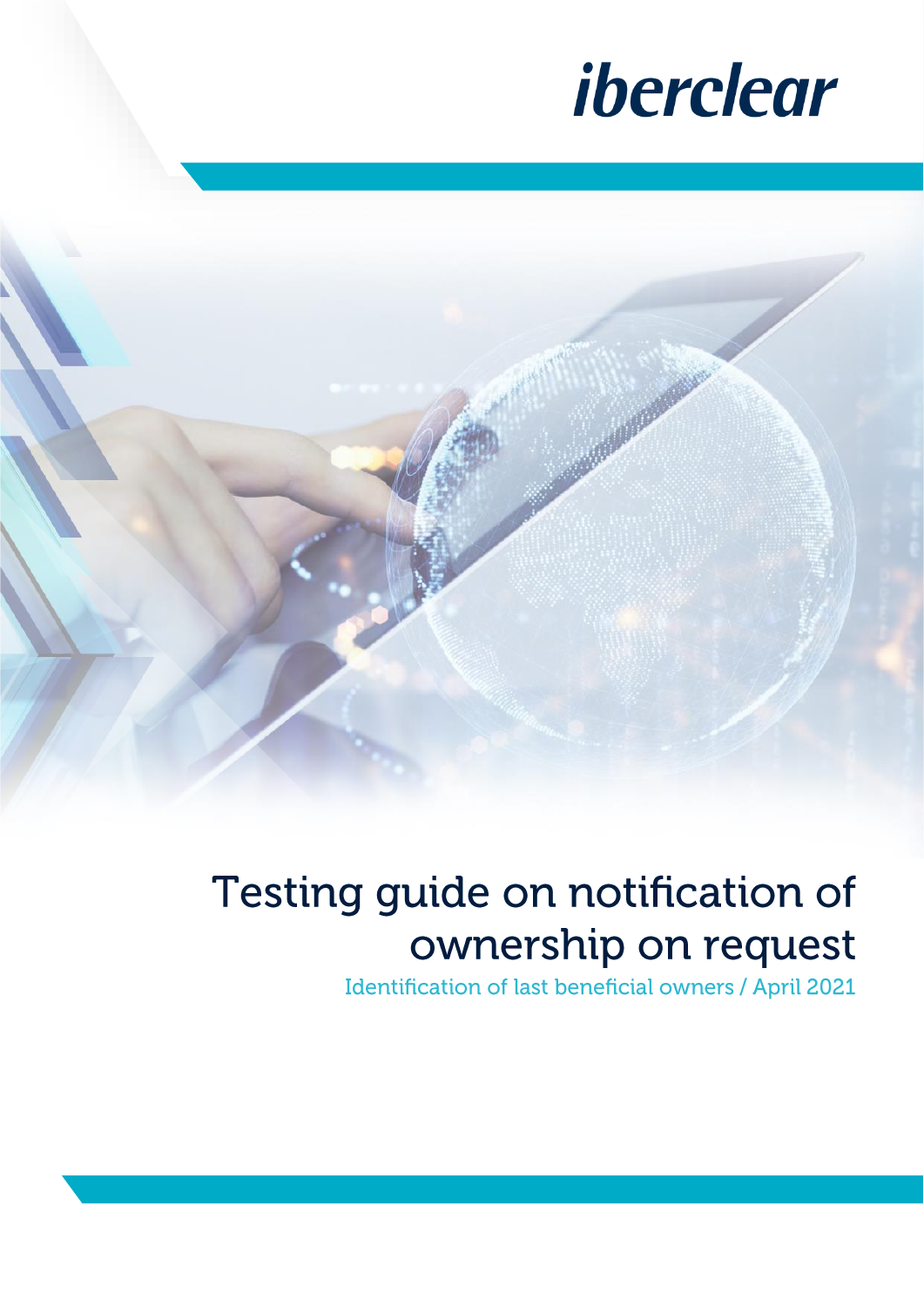iberclear

# Testing guide on notification of ownership on request

Identification of last beneficial owners / April 2021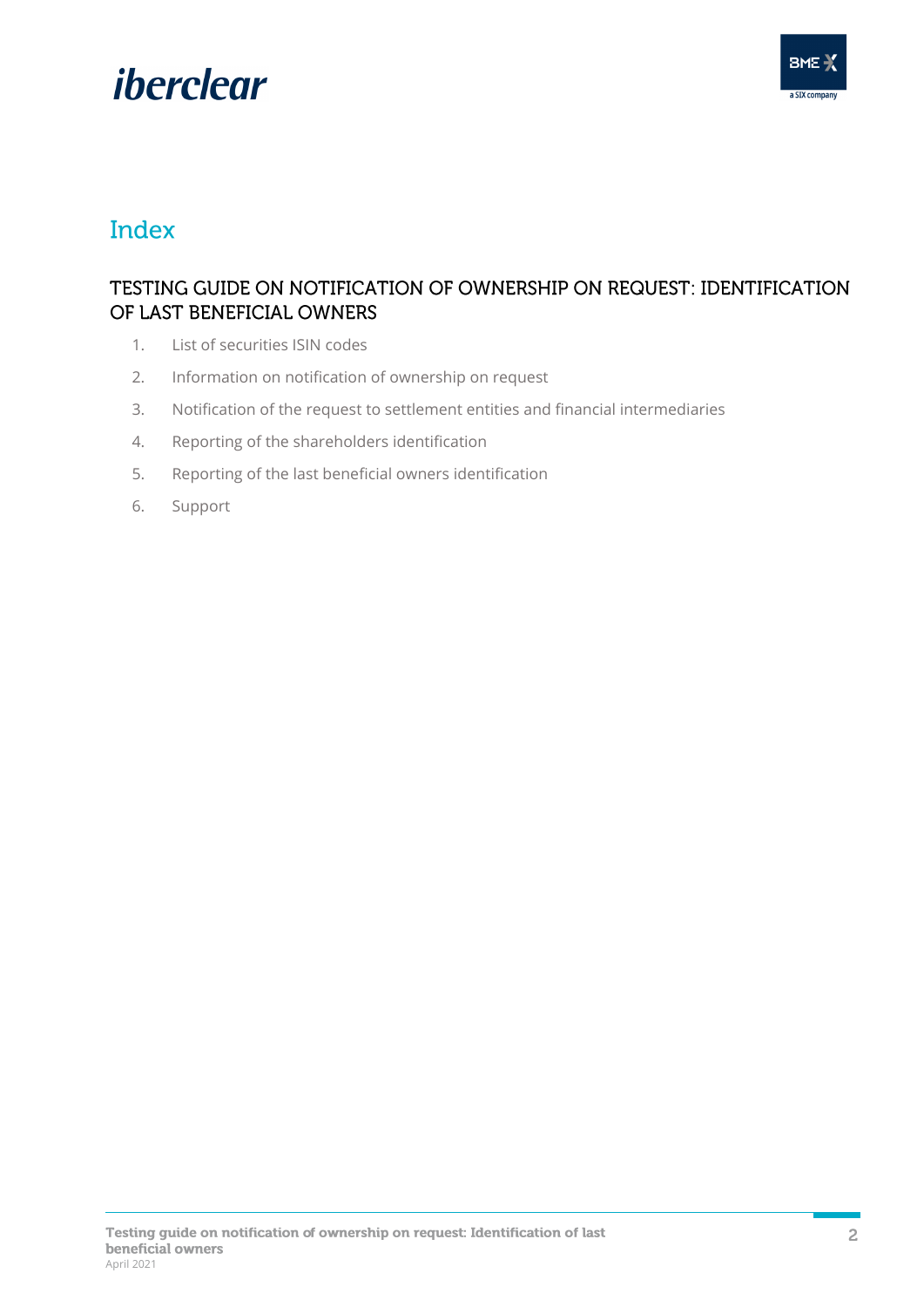# Index

## TESTING GUIDE ON NOTIFICATION OF OWNERSHIP ON REQUEST: IDENTIFICATION OF LAST BENEFICIAL OWNERS

1. List of securities ISIN codes
2. Information on notification of ownership on request
3. Notification of the request to settlement entities and financial intermediaries
4. Reporting of the shareholders identification
5. Reporting of the last beneficial owners identification
6. Support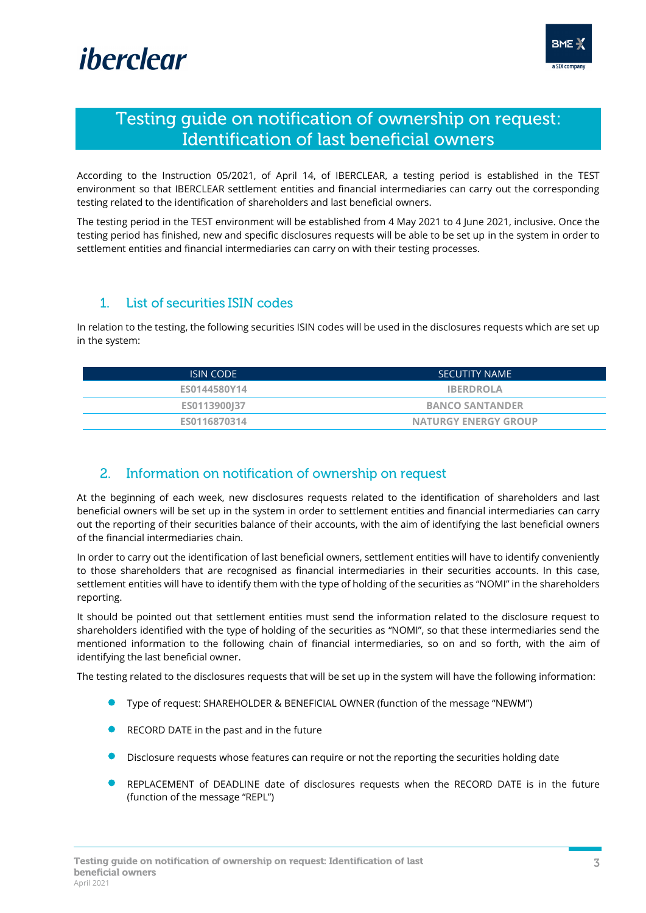# Testing guide on notification of ownership on request: Identification of last beneficial owners

According to the Instruction 05/2021, of April 14, of IBERCLEAR, a testing period is established in the TEST environment so that IBERCLEAR settlement entities and financial intermediaries can carry out the corresponding testing related to the identification of shareholders and last beneficial owners.

The testing period in the TEST environment will be established from 4 May 2021 to 4 June 2021, inclusive. Once the testing period has finished, new and specific disclosures requests will be able to be set up in the system in order to settlement entities and financial intermediaries can carry on with their testing processes.

## 1. List of securities ISIN codes

In relation to the testing, the following securities ISIN codes will be used in the disclosures requests which are set up in the system:

| ISIN CODE | SECUTITY NAME |
|---|---|
| ES0144580Y14 | IBERDROLA |
| ES0113900J37 | BANCO SANTANDER |
| ES0116870314 | NATURGY ENERGY GROUP |

## 2. Information on notification of ownership on request

At the beginning of each week, new disclosures requests related to the identification of shareholders and last beneficial owners will be set up in the system in order to settlement entities and financial intermediaries can carry out the reporting of their securities balance of their accounts, with the aim of identifying the last beneficial owners of the financial intermediaries chain.

In order to carry out the identification of last beneficial owners, settlement entities will have to identify conveniently to those shareholders that are recognised as financial intermediaries in their securities accounts. In this case, settlement entities will have to identify them with the type of holding of the securities as "NOMI" in the shareholders reporting.

It should be pointed out that settlement entities must send the information related to the disclosure request to shareholders identified with the type of holding of the securities as "NOMI", so that these intermediaries send the mentioned information to the following chain of financial intermediaries, so on and so forth, with the aim of identifying the last beneficial owner.

The testing related to the disclosures requests that will be set up in the system will have the following information:

- Type of request: SHAREHOLDER & BENEFICIAL OWNER (function of the message "NEWM")
- RECORD DATE in the past and in the future
- Disclosure requests whose features can require or not the reporting the securities holding date
- REPLACEMENT of DEADLINE date of disclosures requests when the RECORD DATE is in the future (function of the message "REPL")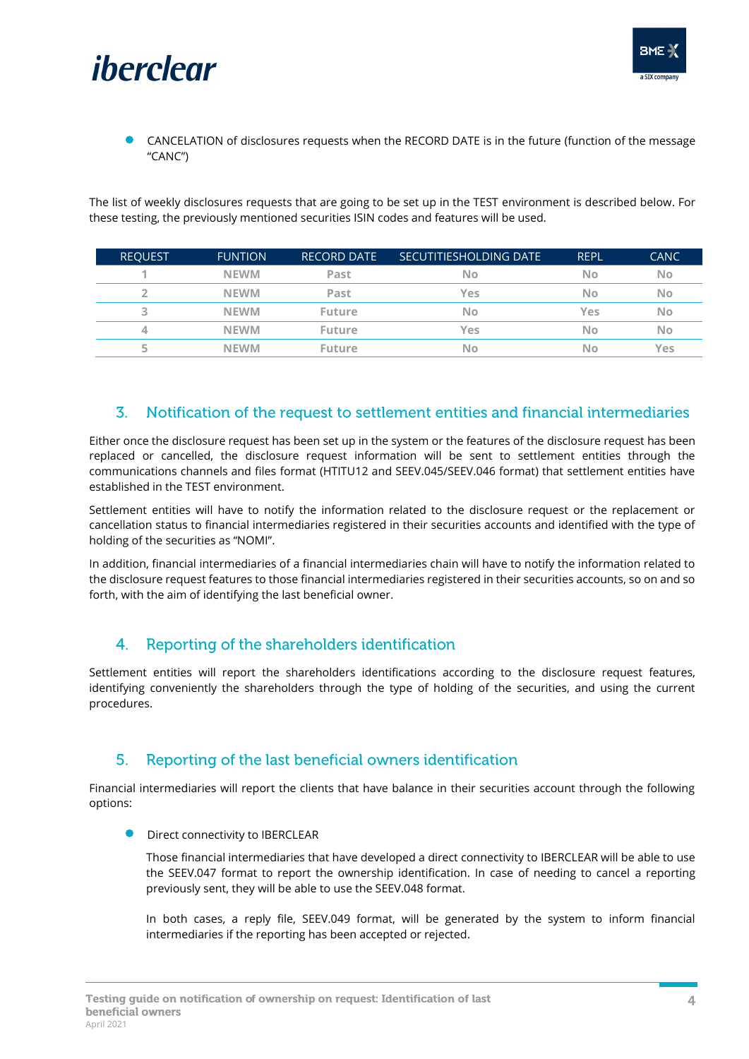- CANCELATION of disclosures requests when the RECORD DATE is in the future (function of the message "CANC")

The list of weekly disclosures requests that are going to be set up in the TEST environment is described below. For these testing, the previously mentioned securities ISIN codes and features will be used.

| REQUEST | FUNTION | RECORD DATE | SECUTITIESHOLDING DATE | REPL | CANC |
|---|---|---|---|---|---|
| 1 | NEWM | Past | No | No | No |
| 2 | NEWM | Past | Yes | No | No |
| 3 | NEWM | Future | No | Yes | No |
| 4 | NEWM | Future | Yes | No | No |
| 5 | NEWM | Future | No | No | Yes |

## 3. Notification of the request to settlement entities and financial intermediaries

Either once the disclosure request has been set up in the system or the features of the disclosure request has been replaced or cancelled, the disclosure request information will be sent to settlement entities through the communications channels and files format (HTITU12 and SEEV.045/SEEV.046 format) that settlement entities have established in the TEST environment.

Settlement entities will have to notify the information related to the disclosure request or the replacement or cancellation status to financial intermediaries registered in their securities accounts and identified with the type of holding of the securities as "NOMI".

In addition, financial intermediaries of a financial intermediaries chain will have to notify the information related to the disclosure request features to those financial intermediaries registered in their securities accounts, so on and so forth, with the aim of identifying the last beneficial owner.

## 4. Reporting of the shareholders identification

Settlement entities will report the shareholders identifications according to the disclosure request features, identifying conveniently the shareholders through the type of holding of the securities, and using the current procedures.

## 5. Reporting of the last beneficial owners identification

Financial intermediaries will report the clients that have balance in their securities account through the following options:

- Direct connectivity to IBERCLEAR

  Those financial intermediaries that have developed a direct connectivity to IBERCLEAR will be able to use the SEEV.047 format to report the ownership identification. In case of needing to cancel a reporting previously sent, they will be able to use the SEEV.048 format.

  In both cases, a reply file, SEEV.049 format, will be generated by the system to inform financial intermediaries if the reporting has been accepted or rejected.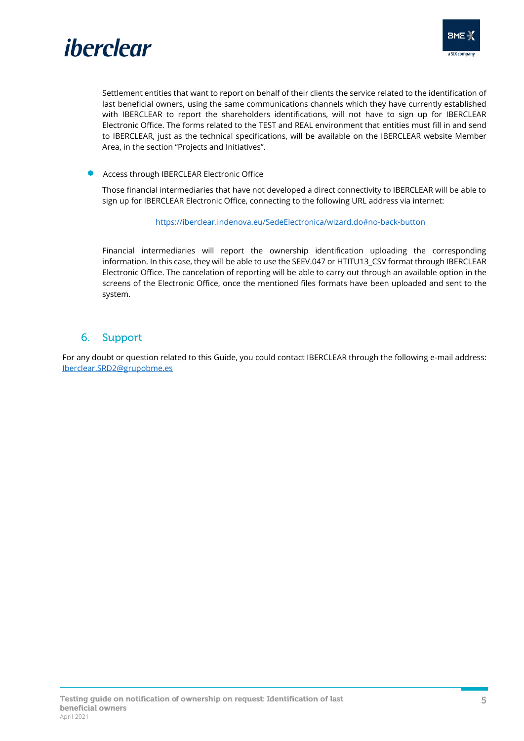Settlement entities that want to report on behalf of their clients the service related to the identification of last beneficial owners, using the same communications channels which they have currently established with IBERCLEAR to report the shareholders identifications, will not have to sign up for IBERCLEAR Electronic Office. The forms related to the TEST and REAL environment that entities must fill in and send to IBERCLEAR, just as the technical specifications, will be available on the IBERCLEAR website Member Area, in the section "Projects and Initiatives".

- Access through IBERCLEAR Electronic Office

  Those financial intermediaries that have not developed a direct connectivity to IBERCLEAR will be able to sign up for IBERCLEAR Electronic Office, connecting to the following URL address via internet:

  https://iberclear.indenova.eu/SedeElectronica/wizard.do#no-back-button

  Financial intermediaries will report the ownership identification uploading the corresponding information. In this case, they will be able to use the SEEV.047 or HTITU13_CSV format through IBERCLEAR Electronic Office. The cancelation of reporting will be able to carry out through an available option in the screens of the Electronic Office, once the mentioned files formats have been uploaded and sent to the system.

## 6. Support

For any doubt or question related to this Guide, you could contact IBERCLEAR through the following e-mail address: Iberclear.SRD2@grupobme.es